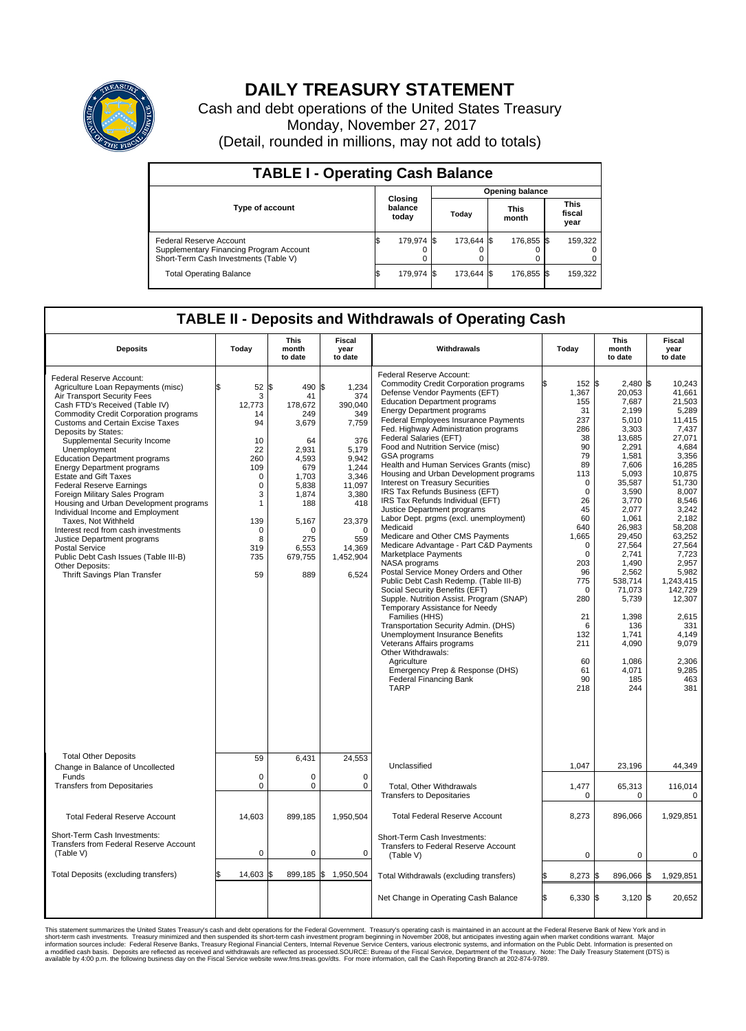# DAILY TREASURY STATEMENT

Cash and debt operations of the United States Treasury

Monday, November 27, 2017

(Detail, rounded in millions, may not add to totals)

## TABLE I - Operating Cash Balance

| Type of account | Closing balance today | Opening balance Today | Opening balance This month | Opening balance This fiscal year |
|---|---|---|---|---|
| Federal Reserve Account | $ 179,974 | $ 173,644 | $ 176,855 | $ 159,322 |
| Supplementary Financing Program Account | 0 | 0 | 0 | 0 |
| Short-Term Cash Investments (Table V) | 0 | 0 | 0 | 0 |
| Total Operating Balance | $ 179,974 | $ 173,644 | $ 176,855 | $ 159,322 |

## TABLE II - Deposits and Withdrawals of Operating Cash

| Deposits | Today | This month to date | Fiscal year to date |
|---|---|---|---|
| Federal Reserve Account: | | | |
| Agriculture Loan Repayments (misc) | $ 52 | $ 490 | $ 1,234 |
| Air Transport Security Fees | 3 | 41 | 374 |
| Cash FTD's Received (Table IV) | 12,773 | 178,672 | 390,040 |
| Commodity Credit Corporation programs | 14 | 249 | 349 |
| Customs and Certain Excise Taxes | 94 | 3,679 | 7,759 |
| Deposits by States: | | | |
| Supplemental Security Income | 10 | 64 | 376 |
| Unemployment | 22 | 2,931 | 5,179 |
| Education Department programs | 260 | 4,593 | 9,942 |
| Energy Department programs | 109 | 679 | 1,244 |
| Estate and Gift Taxes | 0 | 1,703 | 3,346 |
| Federal Reserve Earnings | 0 | 5,838 | 11,097 |
| Foreign Military Sales Program | 3 | 1,874 | 3,380 |
| Housing and Urban Development programs | 1 | 188 | 418 |
| Individual Income and Employment Taxes, Not Withheld | 139 | 5,167 | 23,379 |
| Interest recd from cash investments | 0 | 0 | 0 |
| Justice Department programs | 8 | 275 | 559 |
| Postal Service | 319 | 6,553 | 14,369 |
| Public Debt Cash Issues (Table III-B) | 735 | 679,755 | 1,452,904 |
| Other Deposits: | | | |
| Thrift Savings Plan Transfer | 59 | 889 | 6,524 |
| Total Other Deposits | 59 | 6,431 | 24,553 |
| Change in Balance of Uncollected Funds | 0 | 0 | 0 |
| Transfers from Depositaries | 0 | 0 | 0 |
| Total Federal Reserve Account | 14,603 | 899,185 | 1,950,504 |
| Short-Term Cash Investments: Transfers from Federal Reserve Account (Table V) | 0 | 0 | 0 |
| Total Deposits (excluding transfers) | $ 14,603 | $ 899,185 | $ 1,950,504 |

| Withdrawals | Today | This month to date | Fiscal year to date |
|---|---|---|---|
| Federal Reserve Account: | | | |
| Commodity Credit Corporation programs | $ 152 | $ 2,480 | $ 10,243 |
| Defense Vendor Payments (EFT) | 1,367 | 20,053 | 41,661 |
| Education Department programs | 155 | 7,687 | 21,503 |
| Energy Department programs | 31 | 2,199 | 5,289 |
| Federal Employees Insurance Payments | 237 | 5,010 | 11,415 |
| Fed. Highway Administration programs | 286 | 3,303 | 7,437 |
| Federal Salaries (EFT) | 38 | 13,685 | 27,071 |
| Food and Nutrition Service (misc) | 90 | 2,291 | 4,684 |
| GSA programs | 79 | 1,581 | 3,356 |
| Health and Human Services Grants (misc) | 89 | 7,606 | 16,285 |
| Housing and Urban Development programs | 113 | 5,093 | 10,875 |
| Interest on Treasury Securities | 0 | 35,587 | 51,730 |
| IRS Tax Refunds Business (EFT) | 0 | 3,590 | 8,007 |
| IRS Tax Refunds Individual (EFT) | 26 | 3,770 | 8,546 |
| Justice Department programs | 45 | 2,077 | 3,242 |
| Labor Dept. prgms (excl. unemployment) | 60 | 1,061 | 2,182 |
| Medicaid | 640 | 26,983 | 58,208 |
| Medicare and Other CMS Payments | 1,665 | 29,450 | 63,252 |
| Medicare Advantage - Part C&D Payments | 0 | 27,564 | 27,564 |
| Marketplace Payments | 0 | 2,741 | 7,723 |
| NASA programs | 203 | 1,490 | 2,957 |
| Postal Service Money Orders and Other | 96 | 2,562 | 5,982 |
| Public Debt Cash Redemp. (Table III-B) | 775 | 538,714 | 1,243,415 |
| Social Security Benefits (EFT) | 0 | 71,073 | 142,729 |
| Supple. Nutrition Assist. Program (SNAP) | 280 | 5,739 | 12,307 |
| Temporary Assistance for Needy Families (HHS) | 21 | 1,398 | 2,615 |
| Transportation Security Admin. (DHS) | 6 | 136 | 331 |
| Unemployment Insurance Benefits | 132 | 1,741 | 4,149 |
| Veterans Affairs programs | 211 | 4,090 | 9,079 |
| Other Withdrawals: | | | |
| Agriculture | 60 | 1,086 | 2,306 |
| Emergency Prep & Response (DHS) | 61 | 4,071 | 9,285 |
| Federal Financing Bank | 90 | 185 | 463 |
| TARP | 218 | 244 | 381 |
| Unclassified | 1,047 | 23,196 | 44,349 |
| Total, Other Withdrawals | 1,477 | 65,313 | 116,014 |
| Transfers to Depositaries | 0 | 0 | 0 |
| Total Federal Reserve Account | 8,273 | 896,066 | 1,929,851 |
| Short-Term Cash Investments: Transfers to Federal Reserve Account (Table V) | 0 | 0 | 0 |
| Total Withdrawals (excluding transfers) | $ 8,273 | $ 896,066 | $ 1,929,851 |
| Net Change in Operating Cash Balance | $ 6,330 | $ 3,120 | $ 20,652 |

This statement summarizes the United States Treasury's cash and debt operations for the Federal Government. Treasury's operating cash is maintained in an account at the Federal Reserve Bank of New York and in short-term cash investments. Treasury minimized and then suspended its short-term cash investment program beginning in November 2008, but anticipates investing again when market conditions warrant. Major information sources include: Federal Reserve Banks, Treasury Regional Financial Centers, Internal Revenue Service Centers, various electronic systems, and information on the Public Debt. Information is presented on a modified cash basis. Deposits are reflected as received and withdrawals are reflected as processed.SOURCE: Bureau of the Fiscal Service, Department of the Treasury. Note: The Daily Treasury Statement (DTS) is available by 4:00 p.m. the following business day on the Fiscal Service website www.fms.treas.gov/dts. For more information, call the Cash Reporting Branch at 202-874-9789.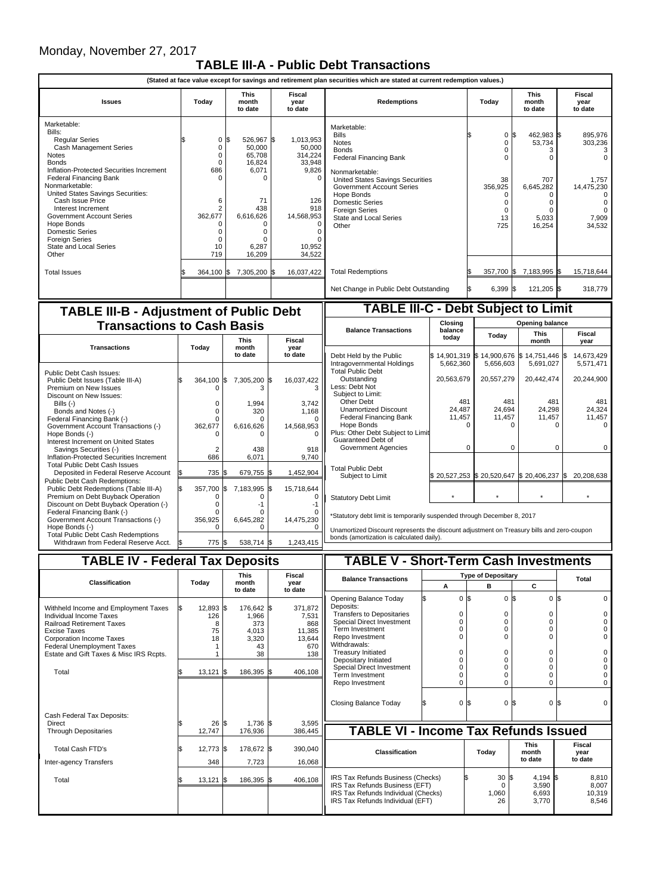Monday, November 27, 2017

# TABLE III-A - Public Debt Transactions

(Stated at face value except for savings and retirement plan securities which are stated at current redemption values.)

| Issues | Today | This month to date | Fiscal year to date |
|---|---|---|---|
| Marketable: | | | |
| Bills: | | | |
| Regular Series | $ 0 | $ 526,967 | $ 1,013,953 |
| Cash Management Series | 0 | 50,000 | 50,000 |
| Notes | 0 | 65,708 | 314,224 |
| Bonds | 0 | 16,824 | 33,948 |
| Inflation-Protected Securities Increment | 686 | 6,071 | 9,826 |
| Federal Financing Bank | 0 | 0 | 0 |
| Nonmarketable: | | | |
| United States Savings Securities: | | | |
| Cash Issue Price | 6 | 71 | 126 |
| Interest Increment | 2 | 438 | 918 |
| Government Account Series | 362,677 | 6,616,626 | 14,568,953 |
| Hope Bonds | 0 | 0 | 0 |
| Domestic Series | 0 | 0 | 0 |
| Foreign Series | 0 | 0 | 0 |
| State and Local Series | 10 | 6,287 | 10,952 |
| Other | 719 | 16,209 | 34,522 |
| Total Issues | $ 364,100 | $ 7,305,200 | $ 16,037,422 |

| Redemptions | Today | This month to date | Fiscal year to date |
|---|---|---|---|
| Marketable: | | | |
| Bills | $ 0 | $ 462,983 | $ 895,976 |
| Notes | 0 | 53,734 | 303,236 |
| Bonds | 0 | 3 | 3 |
| Federal Financing Bank | 0 | 0 | 0 |
| Nonmarketable: | | | |
| United States Savings Securities | 38 | 707 | 1,757 |
| Government Account Series | 356,925 | 6,645,282 | 14,475,230 |
| Hope Bonds | 0 | 0 | 0 |
| Domestic Series | 0 | 0 | 0 |
| Foreign Series | 0 | 0 | 0 |
| State and Local Series | 13 | 5,033 | 7,909 |
| Other | 725 | 16,254 | 34,532 |
| Total Redemptions | $ 357,700 | $ 7,183,995 | $ 15,718,644 |
| Net Change in Public Debt Outstanding | $ 6,399 | $ 121,205 | $ 318,779 |

# TABLE III-B - Adjustment of Public Debt Transactions to Cash Basis

| Transactions | Today | This month to date | Fiscal year to date |
|---|---|---|---|
| Public Debt Cash Issues: | | | |
| Public Debt Issues (Table III-A) | $ 364,100 | $ 7,305,200 | $ 16,037,422 |
| Premium on New Issues | 0 | 3 | 3 |
| Discount on New Issues: | | | |
| Bills (-) | 0 | 1,994 | 3,742 |
| Bonds and Notes (-) | 0 | 320 | 1,168 |
| Federal Financing Bank (-) | 0 | 0 | 0 |
| Government Account Transactions (-) | 362,677 | 6,616,626 | 14,568,953 |
| Hope Bonds (-) | 0 | 0 | 0 |
| Interest Increment on United States Savings Securities (-) | 2 | 438 | 918 |
| Inflation-Protected Securities Increment | 686 | 6,071 | 9,740 |
| Total Public Debt Cash Issues Deposited in Federal Reserve Account | $ 735 | $ 679,755 | $ 1,452,904 |
| Public Debt Cash Redemptions: | | | |
| Public Debt Redemptions (Table III-A) | $ 357,700 | $ 7,183,995 | $ 15,718,644 |
| Premium on Debt Buyback Operation | 0 | 0 | 0 |
| Discount on Debt Buyback Operation (-) | 0 | -1 | -1 |
| Federal Financing Bank (-) | 0 | 0 | 0 |
| Government Account Transactions (-) | 356,925 | 6,645,282 | 14,475,230 |
| Hope Bonds (-) | 0 | 0 | 0 |
| Total Public Debt Cash Redemptions Withdrawn from Federal Reserve Acct. | $ 775 | $ 538,714 | $ 1,243,415 |

# TABLE III-C - Debt Subject to Limit

| Balance Transactions | Closing balance today | Opening balance Today | Opening balance This month | Opening balance Fiscal year |
|---|---|---|---|---|
| Debt Held by the Public | $ 14,901,319 | $ 14,900,676 | $ 14,751,446 | $ 14,673,429 |
| Intragovernmental Holdings | 5,662,360 | 5,656,603 | 5,691,027 | 5,571,471 |
| Total Public Debt Outstanding | 20,563,679 | 20,557,279 | 20,442,474 | 20,244,900 |
| Less: Debt Not Subject to Limit: | | | | |
| Other Debt | 481 | 481 | 481 | 481 |
| Unamortized Discount | 24,487 | 24,694 | 24,298 | 24,324 |
| Federal Financing Bank | 11,457 | 11,457 | 11,457 | 11,457 |
| Hope Bonds | 0 | 0 | 0 | 0 |
| Plus: Other Debt Subject to Limit | | | | |
| Guaranteed Debt of Government Agencies | 0 | 0 | 0 | 0 |
| Total Public Debt Subject to Limit | $ 20,527,253 | $ 20,520,647 | $ 20,406,237 | $ 20,208,638 |
| Statutory Debt Limit | * | * | * | * |

*Statutory debt limit is temporarily suspended through December 8, 2017

Unamortized Discount represents the discount adjustment on Treasury bills and zero-coupon bonds (amortization is calculated daily).

# TABLE IV - Federal Tax Deposits

| Classification | Today | This month to date | Fiscal year to date |
|---|---|---|---|
| Withheld Income and Employment Taxes | $ 12,893 | $ 176,642 | $ 371,872 |
| Individual Income Taxes | 126 | 1,966 | 7,531 |
| Railroad Retirement Taxes | 8 | 373 | 868 |
| Excise Taxes | 75 | 4,013 | 11,385 |
| Corporation Income Taxes | 18 | 3,320 | 13,644 |
| Federal Unemployment Taxes | 1 | 43 | 670 |
| Estate and Gift Taxes & Misc IRS Rcpts. | 1 | 38 | 138 |
| Total | $ 13,121 | $ 186,395 | $ 406,108 |
| Cash Federal Tax Deposits: | | | |
| Direct | $ 26 | $ 1,736 | $ 3,595 |
| Through Depositaries | 12,747 | 176,936 | 386,445 |
| Total Cash FTD's | $ 12,773 | $ 178,672 | $ 390,040 |
| Inter-agency Transfers | 348 | 7,723 | 16,068 |
| Total | $ 13,121 | $ 186,395 | $ 406,108 |

# TABLE V - Short-Term Cash Investments

| Balance Transactions | Type of Depositary A | B | C | Total |
|---|---|---|---|---|
| Opening Balance Today | $ 0 | $ 0 | $ 0 | $ 0 |
| Deposits: | | | | |
| Transfers to Depositaries | 0 | 0 | 0 | 0 |
| Special Direct Investment | 0 | 0 | 0 | 0 |
| Term Investment | 0 | 0 | 0 | 0 |
| Repo Investment | 0 | 0 | 0 | 0 |
| Withdrawals: | | | | |
| Treasury Initiated | 0 | 0 | 0 | 0 |
| Depositary Initiated | 0 | 0 | 0 | 0 |
| Special Direct Investment | 0 | 0 | 0 | 0 |
| Term Investment | 0 | 0 | 0 | 0 |
| Repo Investment | 0 | 0 | 0 | 0 |
| Closing Balance Today | $ 0 | $ 0 | $ 0 | $ 0 |

# TABLE VI - Income Tax Refunds Issued

| Classification | Today | This month to date | Fiscal year to date |
|---|---|---|---|
| IRS Tax Refunds Business (Checks) | $ 30 | $ 4,194 | $ 8,810 |
| IRS Tax Refunds Business (EFT) | 0 | 3,590 | 8,007 |
| IRS Tax Refunds Individual (Checks) | 1,060 | 6,693 | 10,319 |
| IRS Tax Refunds Individual (EFT) | 26 | 3,770 | 8,546 |